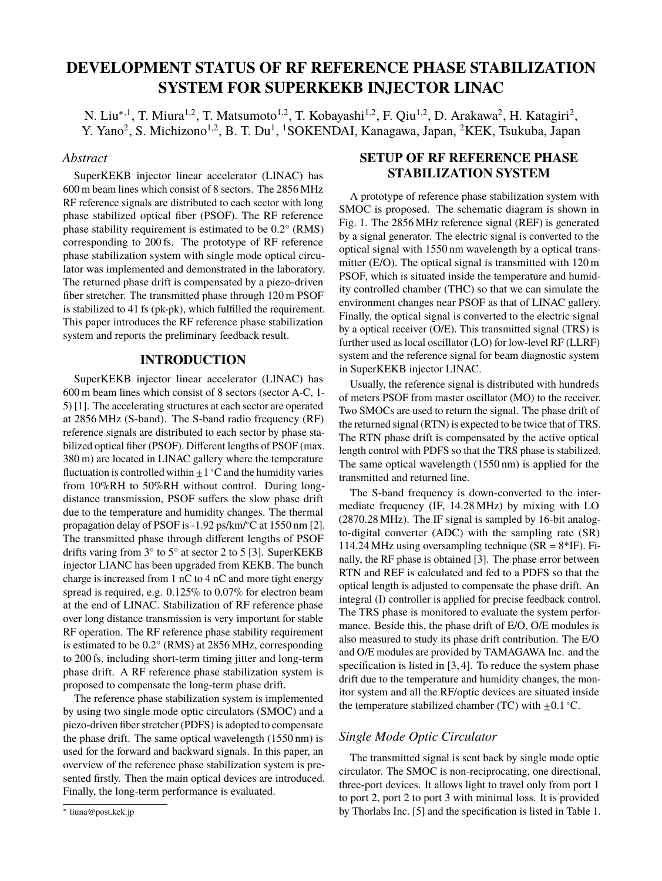# DEVELOPMENT STATUS OF RF REFERENCE PHASE STABILIZATION SYSTEM FOR SUPERKEKB INJECTOR LINAC

N. Liu*[,1], T. Miura[1,2], T. Matsumoto[1,2], T. Kobayashi[1,2], F. Qiu[1,2], D. Arakawa[2], H. Katagiri[2], Y. Yano[2], S. Michizono[1,2], B. T. Du[1], [1]SOKENDAI, Kanagawa, Japan, [2]KEK, Tsukuba, Japan

## *Abstract*

SuperKEKB injector linear accelerator (LINAC) has 600 m beam lines which consist of 8 sectors. The 2856 MHz RF reference signals are distributed to each sector with long phase stabilized optical fiber (PSOF). The RF reference phase stability requirement is estimated to be 0.2° (RMS) corresponding to 200 fs. The prototype of RF reference phase stabilization system with single mode optical circulator was implemented and demonstrated in the laboratory. The returned phase drift is compensated by a piezo-driven fiber stretcher. The transmitted phase through 120 m PSOF is stabilized to 41 fs (pk-pk), which fulfilled the requirement. This paper introduces the RF reference phase stabilization system and reports the preliminary feedback result.

## INTRODUCTION

SuperKEKB injector linear accelerator (LINAC) has 600 m beam lines which consist of 8 sectors (sector A-C, 1-5) [1]. The accelerating structures at each sector are operated at 2856 MHz (S-band). The S-band radio frequency (RF) reference signals are distributed to each sector by phase stabilized optical fiber (PSOF). Different lengths of PSOF (max. 380 m) are located in LINAC gallery where the temperature fluctuation is controlled within $\pm 1\,^{\circ}$C and the humidity varies from 10%RH to 50%RH without control. During long-distance transmission, PSOF suffers the slow phase drift due to the temperature and humidity changes. The thermal propagation delay of PSOF is -1.92 ps/km/°C at 1550 nm [2]. The transmitted phase through different lengths of PSOF drifts varing from 3° to 5° at sector 2 to 5 [3]. SuperKEKB injector LIANC has been upgraded from KEKB. The bunch charge is increased from 1 nC to 4 nC and more tight energy spread is required, e.g. 0.125% to 0.07% for electron beam at the end of LINAC. Stabilization of RF reference phase over long distance transmission is very important for stable RF operation. The RF reference phase stability requirement is estimated to be 0.2° (RMS) at 2856 MHz, corresponding to 200 fs, including short-term timing jitter and long-term phase drift. A RF reference phase stabilization system is proposed to compensate the long-term phase drift.

The reference phase stabilization system is implemented by using two single mode optic circulators (SMOC) and a piezo-driven fiber stretcher (PDFS) is adopted to compensate the phase drift. The same optical wavelength (1550 nm) is used for the forward and backward signals. In this paper, an overview of the reference phase stabilization system is presented firstly. Then the main optical devices are introduced. Finally, the long-term performance is evaluated.

* liuna@post.kek.jp

## SETUP OF RF REFERENCE PHASE STABILIZATION SYSTEM

A prototype of reference phase stabilization system with SMOC is proposed. The schematic diagram is shown in Fig. 1. The 2856 MHz reference signal (REF) is generated by a signal generator. The electric signal is converted to the optical signal with 1550 nm wavelength by a optical transmitter (E/O). The optical signal is transmitted with 120 m PSOF, which is situated inside the temperature and humidity controlled chamber (THC) so that we can simulate the environment changes near PSOF as that of LINAC gallery. Finally, the optical signal is converted to the electric signal by a optical receiver (O/E). This transmitted signal (TRS) is further used as local oscillator (LO) for low-level RF (LLRF) system and the reference signal for beam diagnostic system in SuperKEKB injector LINAC.

Usually, the reference signal is distributed with hundreds of meters PSOF from master oscillator (MO) to the receiver. Two SMOCs are used to return the signal. The phase drift of the returned signal (RTN) is expected to be twice that of TRS. The RTN phase drift is compensated by the active optical length control with PDFS so that the TRS phase is stabilized. The same optical wavelength (1550 nm) is applied for the transmitted and returned line.

The S-band frequency is down-converted to the intermediate frequency (IF, 14.28 MHz) by mixing with LO (2870.28 MHz). The IF signal is sampled by 16-bit analog-to-digital converter (ADC) with the sampling rate (SR) 114.24 MHz using oversampling technique (SR = 8*IF). Finally, the RF phase is obtained [3]. The phase error between RTN and REF is calculated and fed to a PDFS so that the optical length is adjusted to compensate the phase drift. An integral (I) controller is applied for precise feedback control. The TRS phase is monitored to evaluate the system performance. Beside this, the phase drift of E/O, O/E modules is also measured to study its phase drift contribution. The E/O and O/E modules are provided by TAMAGAWA Inc. and the specification is listed in [3, 4]. To reduce the system phase drift due to the temperature and humidity changes, the monitor system and all the RF/optic devices are situated inside the temperature stabilized chamber (TC) with $\pm 0.1\,^{\circ}$C.

### *Single Mode Optic Circulator*

The transmitted signal is sent back by single mode optic circulator. The SMOC is non-reciprocating, one directional, three-port devices. It allows light to travel only from port 1 to port 2, port 2 to port 3 with minimal loss. It is provided by Thorlabs Inc. [5] and the specification is listed in Table 1.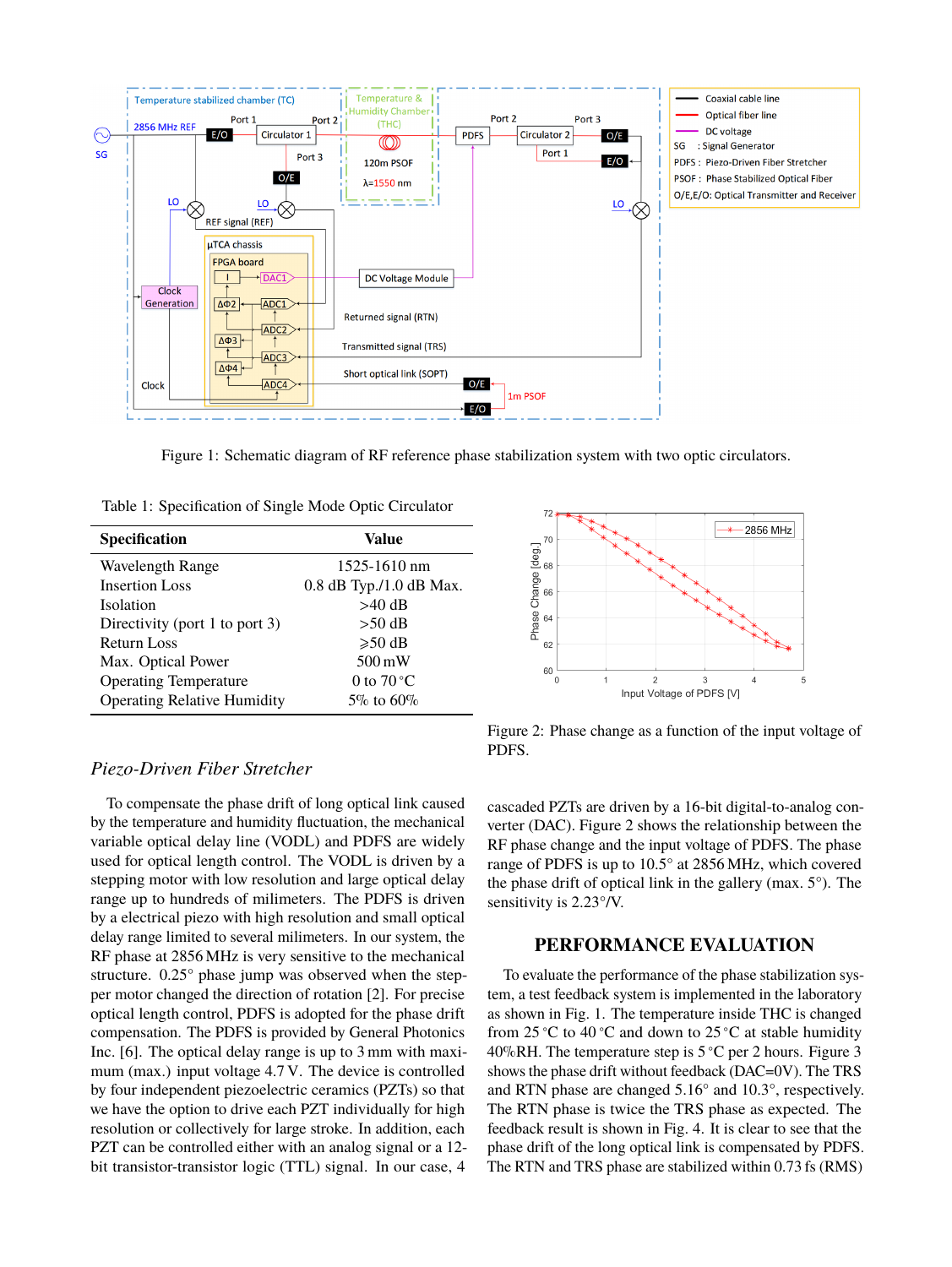Figure 1: Schematic diagram of RF reference phase stabilization system with two optic circulators.

Table 1: Specification of Single Mode Optic Circulator

| Specification | Value |
|---|---|
| Wavelength Range | 1525-1610 nm |
| Insertion Loss | 0.8 dB Typ./1.0 dB Max. |
| Isolation | >40 dB |
| Directivity (port 1 to port 3) | >50 dB |
| Return Loss | ⩾50 dB |
| Max. Optical Power | 500 mW |
| Operating Temperature | 0 to 70 °C |
| Operating Relative Humidity | 5% to 60% |

Figure 2: Phase change as a function of the input voltage of PDFS.

### *Piezo-Driven Fiber Stretcher*

To compensate the phase drift of long optical link caused by the temperature and humidity fluctuation, the mechanical variable optical delay line (VODL) and PDFS are widely used for optical length control. The VODL is driven by a stepping motor with low resolution and large optical delay range up to hundreds of milimeters. The PDFS is driven by a electrical piezo with high resolution and small optical delay range limited to several milimeters. In our system, the RF phase at 2856 MHz is very sensitive to the mechanical structure. 0.25° phase jump was observed when the stepper motor changed the direction of rotation [2]. For precise optical length control, PDFS is adopted for the phase drift compensation. The PDFS is provided by General Photonics Inc. [6]. The optical delay range is up to 3 mm with maximum (max.) input voltage 4.7 V. The device is controlled by four independent piezoelectric ceramics (PZTs) so that we have the option to drive each PZT individually for high resolution or collectively for large stroke. In addition, each PZT can be controlled either with an analog signal or a 12-bit transistor-transistor logic (TTL) signal. In our case, 4 cascaded PZTs are driven by a 16-bit digital-to-analog converter (DAC). Figure 2 shows the relationship between the RF phase change and the input voltage of PDFS. The phase range of PDFS is up to 10.5° at 2856 MHz, which covered the phase drift of optical link in the gallery (max. 5°). The sensitivity is 2.23°/V.

## PERFORMANCE EVALUATION

To evaluate the performance of the phase stabilization system, a test feedback system is implemented in the laboratory as shown in Fig. 1. The temperature inside THC is changed from 25 °C to 40 °C and down to 25 °C at stable humidity 40%RH. The temperature step is 5 °C per 2 hours. Figure 3 shows the phase drift without feedback (DAC=0V). The TRS and RTN phase are changed 5.16° and 10.3°, respectively. The RTN phase is twice the TRS phase as expected. The feedback result is shown in Fig. 4. It is clear to see that the phase drift of the long optical link is compensated by PDFS. The RTN and TRS phase are stabilized within 0.73 fs (RMS)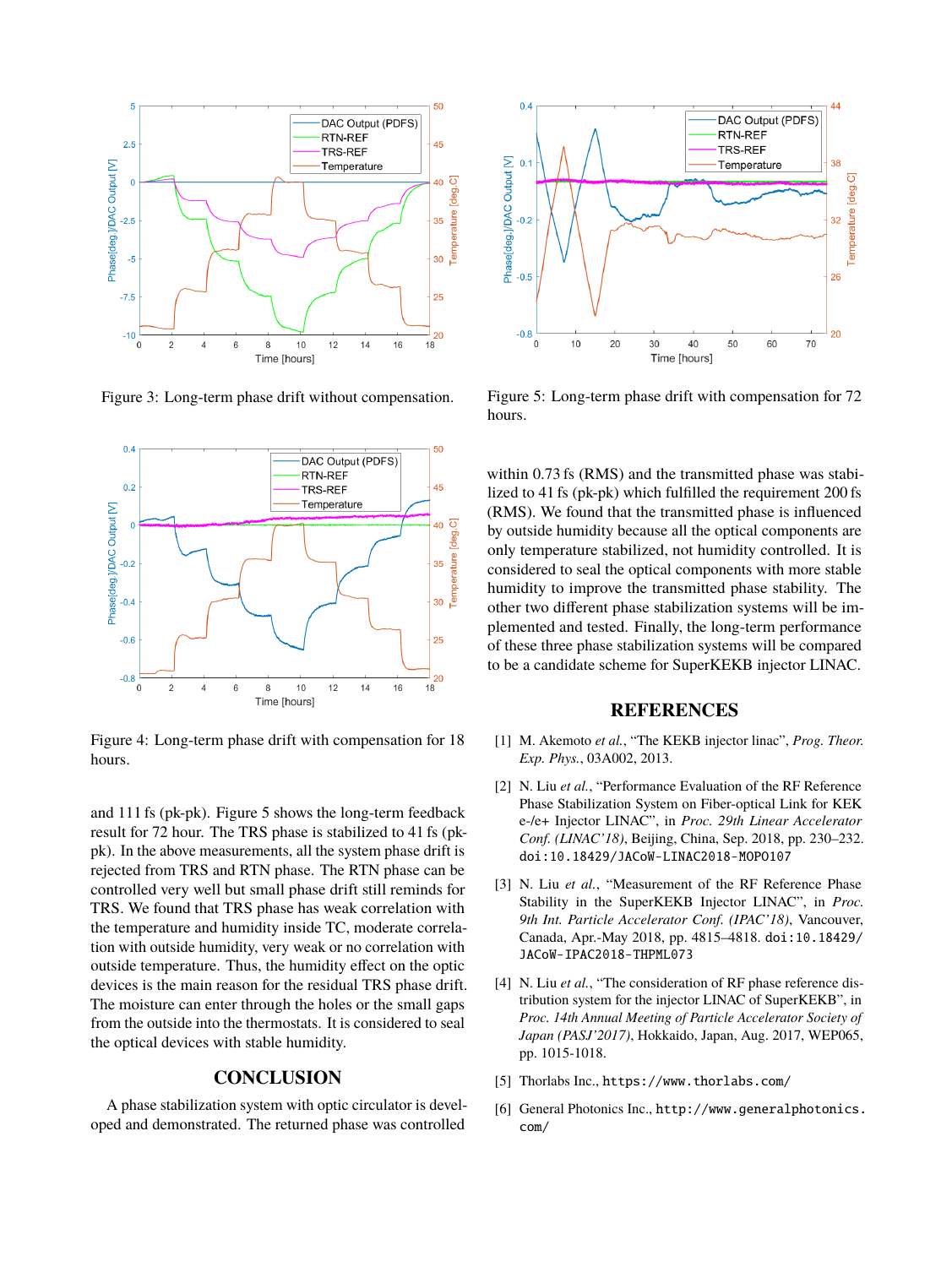5
2.5
0
-2.5
-5
-7.5
-10
Phase[deg.]/DAC Output [V]
50
45
40
35
30
25
20
Temperature [deg.C]
0 2 4 6 8 10 12 14 16 18
Time [hours]
DAC Output (PDFS)
RTN-REF
TRS-REF
Temperature

Figure 3: Long-term phase drift without compensation.

0.4
0.2
0
-0.2
-0.4
-0.6
-0.8
Phase[deg.]/DAC Output [V]
50
45
40
35
30
25
20
Temperature [deg.C]
0 2 4 6 8 10 12 14 16 18
Time [hours]
DAC Output (PDFS)
RTN-REF
TRS-REF
Temperature

Figure 4: Long-term phase drift with compensation for 18 hours.

and 111 fs (pk-pk). Figure 5 shows the long-term feedback result for 72 hour. The TRS phase is stabilized to 41 fs (pk-pk). In the above measurements, all the system phase drift is rejected from TRS and RTN phase. The RTN phase can be controlled very well but small phase drift still reminds for TRS. We found that TRS phase has weak correlation with the temperature and humidity inside TC, moderate correlation with outside humidity, very weak or no correlation with outside temperature. Thus, the humidity effect on the optic devices is the main reason for the residual TRS phase drift. The moisture can enter through the holes or the small gaps from the outside into the thermostats. It is considered to seal the optical devices with stable humidity.

## CONCLUSION

A phase stabilization system with optic circulator is developed and demonstrated. The returned phase was controlled

0.4
0.1
-0.2
-0.5
-0.8
Phase[deg.]/DAC Output [V]
44
38
32
26
20
Temperature [deg.C]
0 10 20 30 40 50 60 70
Time [hours]
DAC Output (PDFS)
RTN-REF
TRS-REF
Temperature

Figure 5: Long-term phase drift with compensation for 72 hours.

within 0.73 fs (RMS) and the transmitted phase was stabilized to 41 fs (pk-pk) which fulfilled the requirement 200 fs (RMS). We found that the transmitted phase is influenced by outside humidity because all the optical components are only temperature stabilized, not humidity controlled. It is considered to seal the optical components with more stable humidity to improve the transmitted phase stability. The other two different phase stabilization systems will be implemented and tested. Finally, the long-term performance of these three phase stabilization systems will be compared to be a candidate scheme for SuperKEKB injector LINAC.

## REFERENCES

[1] M. Akemoto *et al.*, "The KEKB injector linac", *Prog. Theor. Exp. Phys.*, 03A002, 2013.

[2] N. Liu *et al.*, "Performance Evaluation of the RF Reference Phase Stabilization System on Fiber-optical Link for KEK e-/e+ Injector LINAC", in *Proc. 29th Linear Accelerator Conf. (LINAC'18)*, Beijing, China, Sep. 2018, pp. 230–232. doi:10.18429/JACoW-LINAC2018-MOPO107

[3] N. Liu *et al.*, "Measurement of the RF Reference Phase Stability in the SuperKEKB Injector LINAC", in *Proc. 9th Int. Particle Accelerator Conf. (IPAC'18)*, Vancouver, Canada, Apr.-May 2018, pp. 4815–4818. doi:10.18429/JACoW-IPAC2018-THPML073

[4] N. Liu *et al.*, "The consideration of RF phase reference distribution system for the injector LINAC of SuperKEKB", in *Proc. 14th Annual Meeting of Particle Accelerator Society of Japan (PASJ'2017)*, Hokkaido, Japan, Aug. 2017, WEP065, pp. 1015-1018.

[5] Thorlabs Inc., https://www.thorlabs.com/

[6] General Photonics Inc., http://www.generalphotonics.com/